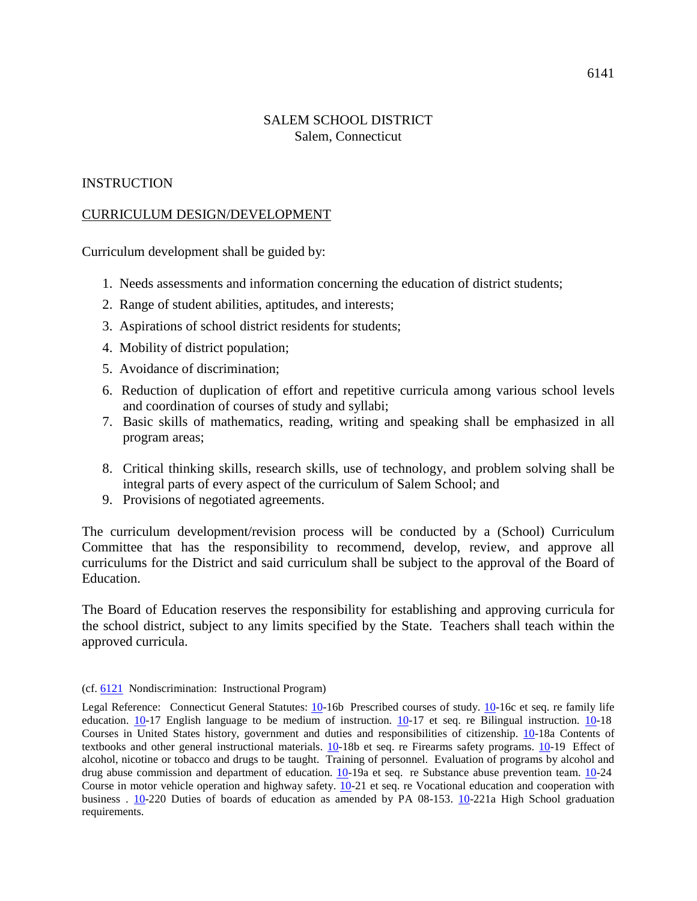SALEM SCHOOL DISTRICT
Salem, Connecticut

INSTRUCTION

CURRICULUM DESIGN/DEVELOPMENT

Curriculum development shall be guided by:

1. Needs assessments and information concerning the education of district students;
2. Range of student abilities, aptitudes, and interests;
3. Aspirations of school district residents for students;
4. Mobility of district population;
5. Avoidance of discrimination;
6. Reduction of duplication of effort and repetitive curricula among various school levels and coordination of courses of study and syllabi;
7. Basic skills of mathematics, reading, writing and speaking shall be emphasized in all program areas;
8. Critical thinking skills, research skills, use of technology, and problem solving shall be integral parts of every aspect of the curriculum of Salem School; and
9. Provisions of negotiated agreements.

The curriculum development/revision process will be conducted by a (School) Curriculum Committee that has the responsibility to recommend, develop, review, and approve all curriculums for the District and said curriculum shall be subject to the approval of the Board of Education.

The Board of Education reserves the responsibility for establishing and approving curricula for the school district, subject to any limits specified by the State. Teachers shall teach within the approved curricula.

(cf. 6121 Nondiscrimination: Instructional Program)

Legal Reference: Connecticut General Statutes: 10-16b Prescribed courses of study. 10-16c et seq. re family life education. 10-17 English language to be medium of instruction. 10-17 et seq. re Bilingual instruction. 10-18 Courses in United States history, government and duties and responsibilities of citizenship. 10-18a Contents of textbooks and other general instructional materials. 10-18b et seq. re Firearms safety programs. 10-19 Effect of alcohol, nicotine or tobacco and drugs to be taught. Training of personnel. Evaluation of programs by alcohol and drug abuse commission and department of education. 10-19a et seq. re Substance abuse prevention team. 10-24 Course in motor vehicle operation and highway safety. 10-21 et seq. re Vocational education and cooperation with business . 10-220 Duties of boards of education as amended by PA 08-153. 10-221a High School graduation requirements.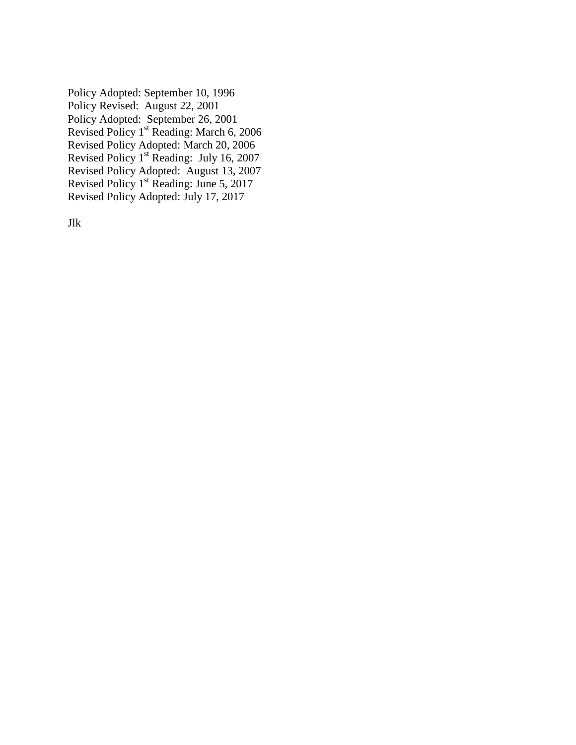Policy Adopted: September 10, 1996  
Policy Revised: August 22, 2001  
Policy Adopted: September 26, 2001  
Revised Policy 1st Reading: March 6, 2006  
Revised Policy Adopted: March 20, 2006  
Revised Policy 1st Reading: July 16, 2007  
Revised Policy Adopted: August 13, 2007  
Revised Policy 1st Reading: June 5, 2017  
Revised Policy Adopted: July 17, 2017

Jlk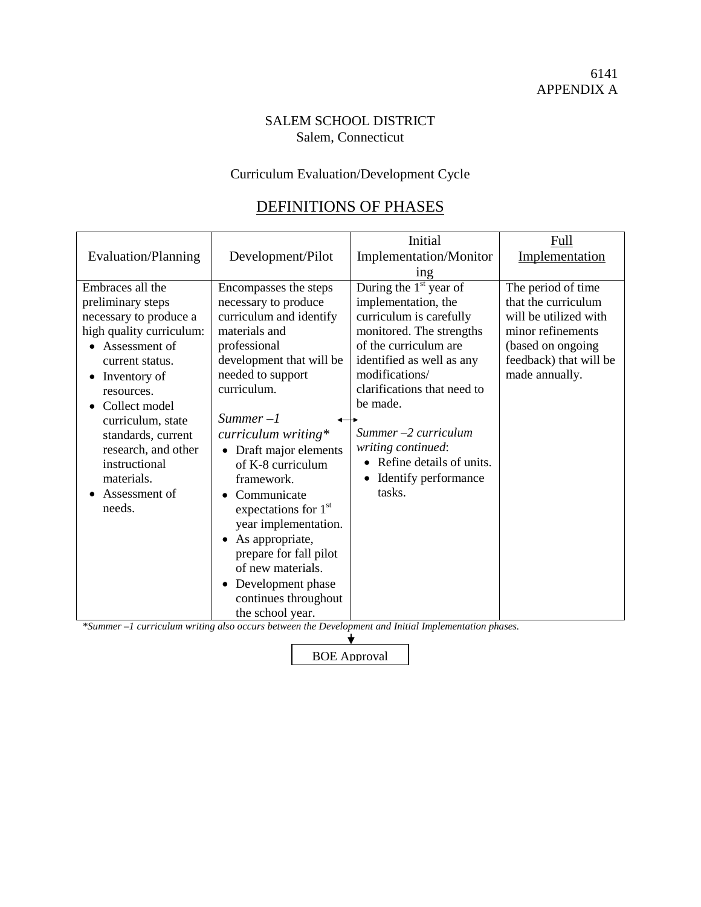6141
APPENDIX A

SALEM SCHOOL DISTRICT
Salem, Connecticut

Curriculum Evaluation/Development Cycle

## DEFINITIONS OF PHASES

| Evaluation/Planning | Development/Pilot | Initial Implementation/Monitoring | Full Implementation |
|---|---|---|---|
| Embraces all the preliminary steps necessary to produce a high quality curriculum:<br>• Assessment of current status.<br>• Inventory of resources.<br>• Collect model curriculum, state standards, current research, and other instructional materials.<br>• Assessment of needs. | Encompasses the steps necessary to produce curriculum and identify materials and professional development that will be needed to support curriculum.<br><br>*Summer –1 curriculum writing\** ↔<br>• Draft major elements of K-8 curriculum framework.<br>• Communicate expectations for 1st year implementation.<br>• As appropriate, prepare for fall pilot of new materials.<br>• Development phase continues throughout the school year. | During the 1st year of implementation, the curriculum is carefully monitored. The strengths of the curriculum are identified as well as any modifications/ clarifications that need to be made.<br><br>*Summer –2 curriculum writing continued*:<br>• Refine details of units.<br>• Identify performance tasks. | The period of time that the curriculum will be utilized with minor refinements (based on ongoing feedback) that will be made annually. |

*\*Summer –1 curriculum writing also occurs between the Development and Initial Implementation phases.*

↓

BOE Approval